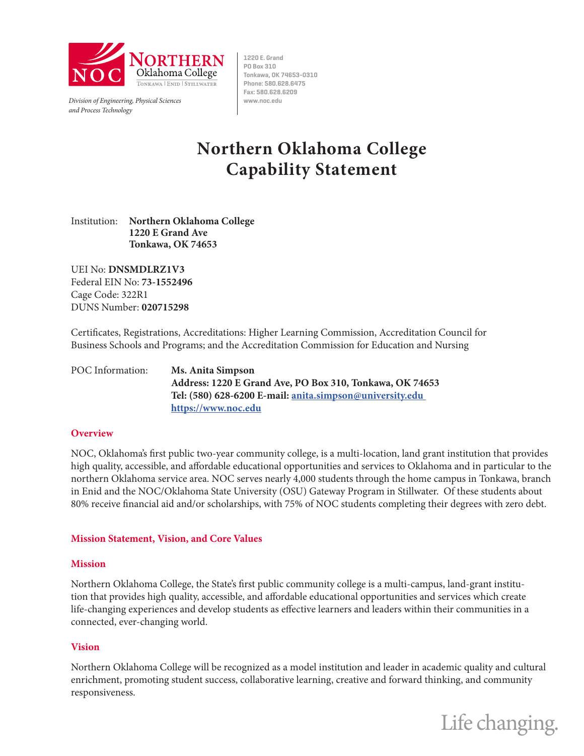Division of Engineering, Physical Sciences and Process Technology

1220 E. Grand
PO Box 310
Tonkawa, OK 74653-0310
Phone: 580.628.6475
Fax: 580.628.6209
www.noc.edu

# Northern Oklahoma College Capability Statement

Institution: **Northern Oklahoma College**
**1220 E Grand Ave**
**Tonkawa, OK 74653**

UEI No: **DNSMDLRZ1V3**
Federal EIN No: **73-1552496**
Cage Code: 322R1
DUNS Number: **020715298**

Certificates, Registrations, Accreditations: Higher Learning Commission, Accreditation Council for Business Schools and Programs; and the Accreditation Commission for Education and Nursing

POC Information: **Ms. Anita Simpson**
**Address: 1220 E Grand Ave, PO Box 310, Tonkawa, OK 74653**
**Tel: (580) 628-6200 E-mail: [anita.simpson@university.edu](mailto:anita.simpson@university.edu)**
**[https://www.noc.edu](https://www.noc.edu)**

## Overview

NOC, Oklahoma's first public two-year community college, is a multi-location, land grant institution that provides high quality, accessible, and affordable educational opportunities and services to Oklahoma and in particular to the northern Oklahoma service area. NOC serves nearly 4,000 students through the home campus in Tonkawa, branch in Enid and the NOC/Oklahoma State University (OSU) Gateway Program in Stillwater. Of these students about 80% receive financial aid and/or scholarships, with 75% of NOC students completing their degrees with zero debt.

## Mission Statement, Vision, and Core Values

### Mission

Northern Oklahoma College, the State's first public community college is a multi-campus, land-grant institution that provides high quality, accessible, and affordable educational opportunities and services which create life-changing experiences and develop students as effective learners and leaders within their communities in a connected, ever-changing world.

### Vision

Northern Oklahoma College will be recognized as a model institution and leader in academic quality and cultural enrichment, promoting student success, collaborative learning, creative and forward thinking, and community responsiveness.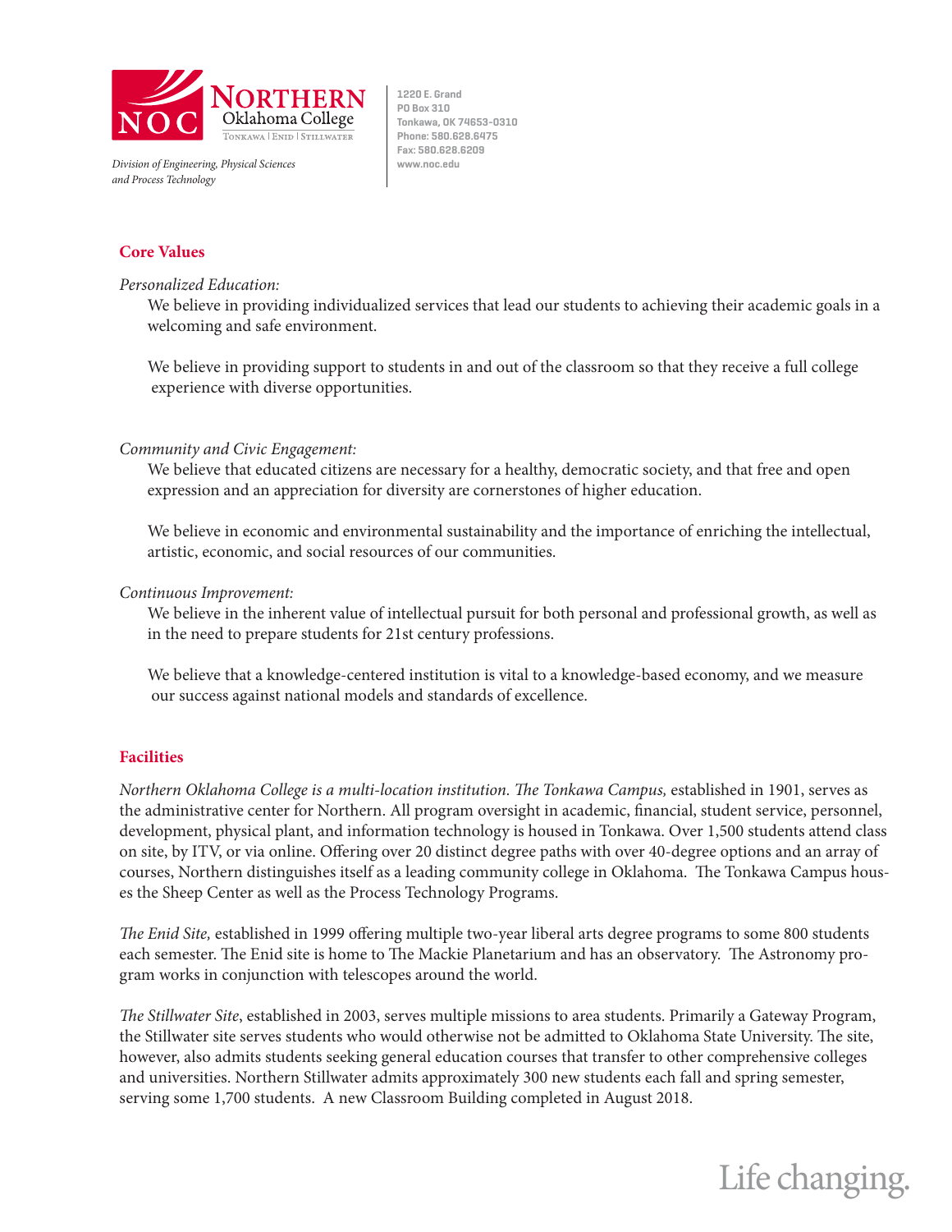Division of Engineering, Physical Sciences and Process Technology

1220 E. Grand
PO Box 310
Tonkawa, OK 74653-0310
Phone: 580.628.6475
Fax: 580.628.6209
www.noc.edu

## Core Values

*Personalized Education:*

We believe in providing individualized services that lead our students to achieving their academic goals in a welcoming and safe environment.

We believe in providing support to students in and out of the classroom so that they receive a full college experience with diverse opportunities.

*Community and Civic Engagement:*

We believe that educated citizens are necessary for a healthy, democratic society, and that free and open expression and an appreciation for diversity are cornerstones of higher education.

We believe in economic and environmental sustainability and the importance of enriching the intellectual, artistic, economic, and social resources of our communities.

*Continuous Improvement:*

We believe in the inherent value of intellectual pursuit for both personal and professional growth, as well as in the need to prepare students for 21st century professions.

We believe that a knowledge-centered institution is vital to a knowledge-based economy, and we measure our success against national models and standards of excellence.

## Facilities

*Northern Oklahoma College is a multi-location institution. The Tonkawa Campus,* established in 1901, serves as the administrative center for Northern. All program oversight in academic, financial, student service, personnel, development, physical plant, and information technology is housed in Tonkawa. Over 1,500 students attend class on site, by ITV, or via online. Offering over 20 distinct degree paths with over 40-degree options and an array of courses, Northern distinguishes itself as a leading community college in Oklahoma. The Tonkawa Campus houses the Sheep Center as well as the Process Technology Programs.

*The Enid Site,* established in 1999 offering multiple two-year liberal arts degree programs to some 800 students each semester. The Enid site is home to The Mackie Planetarium and has an observatory. The Astronomy program works in conjunction with telescopes around the world.

*The Stillwater Site*, established in 2003, serves multiple missions to area students. Primarily a Gateway Program, the Stillwater site serves students who would otherwise not be admitted to Oklahoma State University. The site, however, also admits students seeking general education courses that transfer to other comprehensive colleges and universities. Northern Stillwater admits approximately 300 new students each fall and spring semester, serving some 1,700 students. A new Classroom Building completed in August 2018.

Life changing.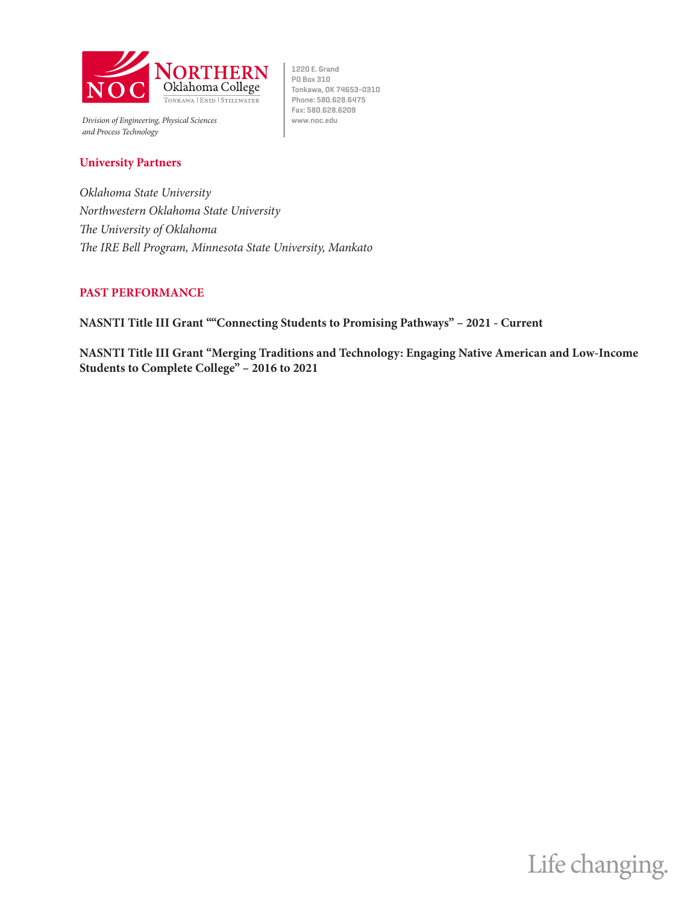**NORTHERN Oklahoma College**
TONKAWA | ENID | STILLWATER

*Division of Engineering, Physical Sciences and Process Technology*

1220 E. Grand
PO Box 310
Tonkawa, OK 74653-0310
Phone: 580.628.6475
Fax: 580.628.6209
www.noc.edu

## University Partners

*Oklahoma State University*
*Northwestern Oklahoma State University*
*The University of Oklahoma*
*The IRE Bell Program, Minnesota State University, Mankato*

## PAST PERFORMANCE

**NASNTI Title III Grant ""Connecting Students to Promising Pathways" – 2021 - Current**

**NASNTI Title III Grant "Merging Traditions and Technology: Engaging Native American and Low-Income Students to Complete College" – 2016 to 2021**

Life changing.